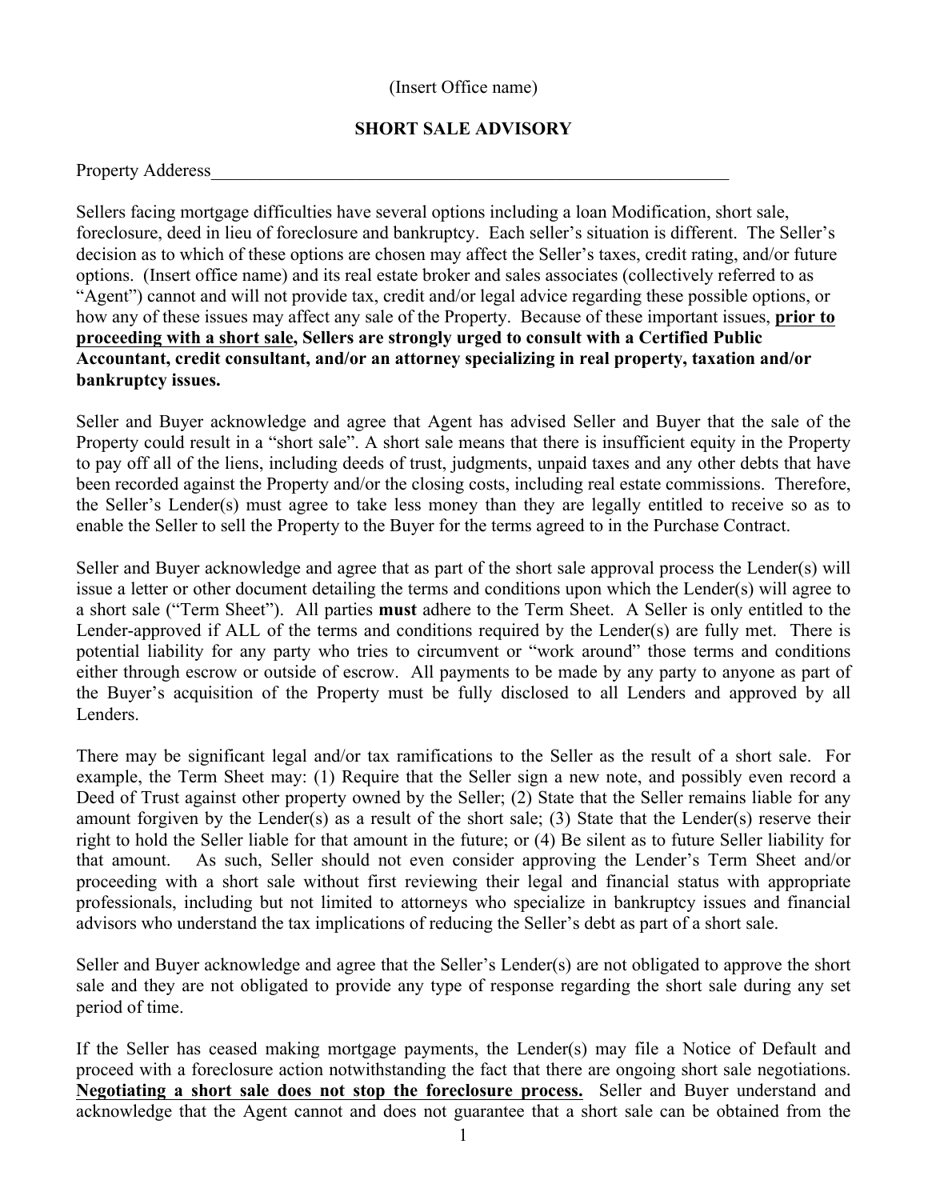(Insert Office name)

**SHORT SALE ADVISORY**

Property Adderess_______________________________________________________________

Sellers facing mortgage difficulties have several options including a loan Modification, short sale, foreclosure, deed in lieu of foreclosure and bankruptcy. Each seller's situation is different. The Seller's decision as to which of these options are chosen may affect the Seller's taxes, credit rating, and/or future options. (Insert office name) and its real estate broker and sales associates (collectively referred to as "Agent") cannot and will not provide tax, credit and/or legal advice regarding these possible options, or how any of these issues may affect any sale of the Property. Because of these important issues, **prior to proceeding with a short sale, Sellers are strongly urged to consult with a Certified Public Accountant, credit consultant, and/or an attorney specializing in real property, taxation and/or bankruptcy issues.**

Seller and Buyer acknowledge and agree that Agent has advised Seller and Buyer that the sale of the Property could result in a "short sale". A short sale means that there is insufficient equity in the Property to pay off all of the liens, including deeds of trust, judgments, unpaid taxes and any other debts that have been recorded against the Property and/or the closing costs, including real estate commissions. Therefore, the Seller's Lender(s) must agree to take less money than they are legally entitled to receive so as to enable the Seller to sell the Property to the Buyer for the terms agreed to in the Purchase Contract.

Seller and Buyer acknowledge and agree that as part of the short sale approval process the Lender(s) will issue a letter or other document detailing the terms and conditions upon which the Lender(s) will agree to a short sale ("Term Sheet"). All parties **must** adhere to the Term Sheet. A Seller is only entitled to the Lender-approved if ALL of the terms and conditions required by the Lender(s) are fully met. There is potential liability for any party who tries to circumvent or "work around" those terms and conditions either through escrow or outside of escrow. All payments to be made by any party to anyone as part of the Buyer's acquisition of the Property must be fully disclosed to all Lenders and approved by all Lenders.

There may be significant legal and/or tax ramifications to the Seller as the result of a short sale. For example, the Term Sheet may: (1) Require that the Seller sign a new note, and possibly even record a Deed of Trust against other property owned by the Seller; (2) State that the Seller remains liable for any amount forgiven by the Lender(s) as a result of the short sale; (3) State that the Lender(s) reserve their right to hold the Seller liable for that amount in the future; or (4) Be silent as to future Seller liability for that amount. As such, Seller should not even consider approving the Lender's Term Sheet and/or proceeding with a short sale without first reviewing their legal and financial status with appropriate professionals, including but not limited to attorneys who specialize in bankruptcy issues and financial advisors who understand the tax implications of reducing the Seller's debt as part of a short sale.

Seller and Buyer acknowledge and agree that the Seller's Lender(s) are not obligated to approve the short sale and they are not obligated to provide any type of response regarding the short sale during any set period of time.

If the Seller has ceased making mortgage payments, the Lender(s) may file a Notice of Default and proceed with a foreclosure action notwithstanding the fact that there are ongoing short sale negotiations. **Negotiating a short sale does not stop the foreclosure process.** Seller and Buyer understand and acknowledge that the Agent cannot and does not guarantee that a short sale can be obtained from the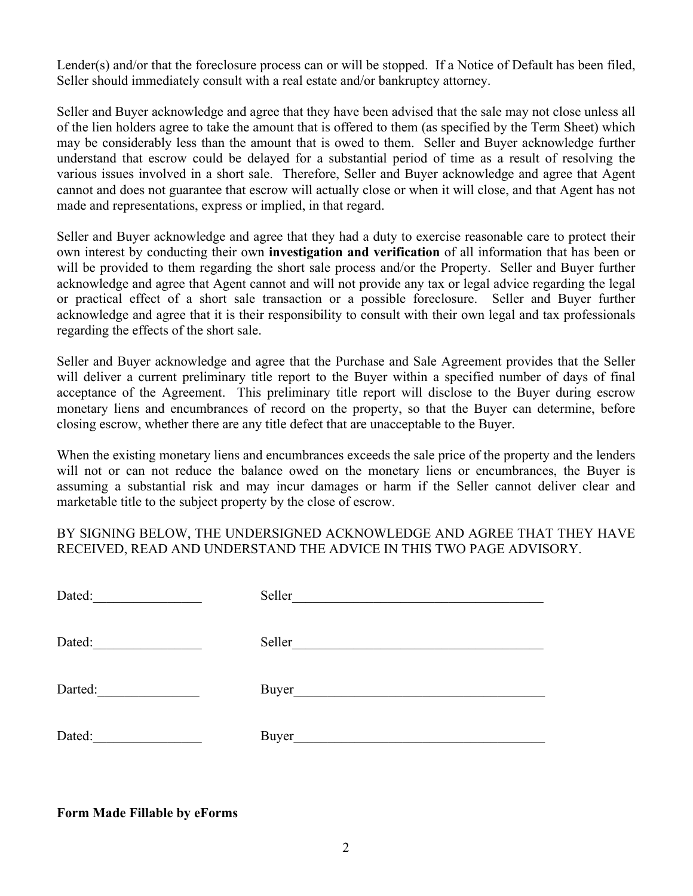Lender(s) and/or that the foreclosure process can or will be stopped. If a Notice of Default has been filed, Seller should immediately consult with a real estate and/or bankruptcy attorney.

Seller and Buyer acknowledge and agree that they have been advised that the sale may not close unless all of the lien holders agree to take the amount that is offered to them (as specified by the Term Sheet) which may be considerably less than the amount that is owed to them. Seller and Buyer acknowledge further understand that escrow could be delayed for a substantial period of time as a result of resolving the various issues involved in a short sale. Therefore, Seller and Buyer acknowledge and agree that Agent cannot and does not guarantee that escrow will actually close or when it will close, and that Agent has not made and representations, express or implied, in that regard.

Seller and Buyer acknowledge and agree that they had a duty to exercise reasonable care to protect their own interest by conducting their own **investigation and verification** of all information that has been or will be provided to them regarding the short sale process and/or the Property. Seller and Buyer further acknowledge and agree that Agent cannot and will not provide any tax or legal advice regarding the legal or practical effect of a short sale transaction or a possible foreclosure. Seller and Buyer further acknowledge and agree that it is their responsibility to consult with their own legal and tax professionals regarding the effects of the short sale.

Seller and Buyer acknowledge and agree that the Purchase and Sale Agreement provides that the Seller will deliver a current preliminary title report to the Buyer within a specified number of days of final acceptance of the Agreement. This preliminary title report will disclose to the Buyer during escrow monetary liens and encumbrances of record on the property, so that the Buyer can determine, before closing escrow, whether there are any title defect that are unacceptable to the Buyer.

When the existing monetary liens and encumbrances exceeds the sale price of the property and the lenders will not or can not reduce the balance owed on the monetary liens or encumbrances, the Buyer is assuming a substantial risk and may incur damages or harm if the Seller cannot deliver clear and marketable title to the subject property by the close of escrow.

BY SIGNING BELOW, THE UNDERSIGNED ACKNOWLEDGE AND AGREE THAT THEY HAVE RECEIVED, READ AND UNDERSTAND THE ADVICE IN THIS TWO PAGE ADVISORY.

Dated:________________ Seller_____________________________________

Dated:________________ Seller_____________________________________

Darted:_______________ Buyer_____________________________________

Dated:________________ Buyer_____________________________________

**Form Made Fillable by eForms**